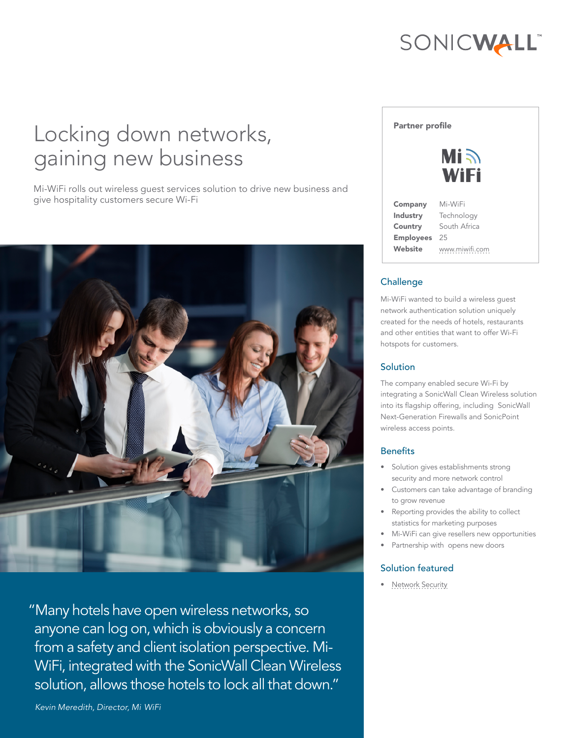# Locking down networks, gaining new business

Mi-WiFi rolls out wireless guest services solution to drive new business and give hospitality customers secure Wi-Fi

"Many hotels have open wireless networks, so anyone can log on, which is obviously a concern from a safety and client isolation perspective. Mi-WiFi, integrated with the SonicWall Clean Wireless solution, allows those hotels to lock all that down."

*Kevin Meredith, Director, Mi WiFi*

**Partner profile**

| | |
|---|---|
| **Company** | Mi-WiFi |
| **Industry** | Technology |
| **Country** | South Africa |
| **Employees** | 25 |
| **Website** | www.miwifi.com |

## Challenge

Mi-WiFi wanted to build a wireless guest network authentication solution uniquely created for the needs of hotels, restaurants and other entities that want to offer Wi-Fi hotspots for customers.

## Solution

The company enabled secure Wi-Fi by integrating a SonicWall Clean Wireless solution into its flagship offering, including SonicWall Next-Generation Firewalls and SonicPoint wireless access points.

## Benefits

- Solution gives establishments strong security and more network control
- Customers can take advantage of branding to grow revenue
- Reporting provides the ability to collect statistics for marketing purposes
- Mi-WiFi can give resellers new opportunities
- Partnership with opens new doors

## Solution featured

- Network Security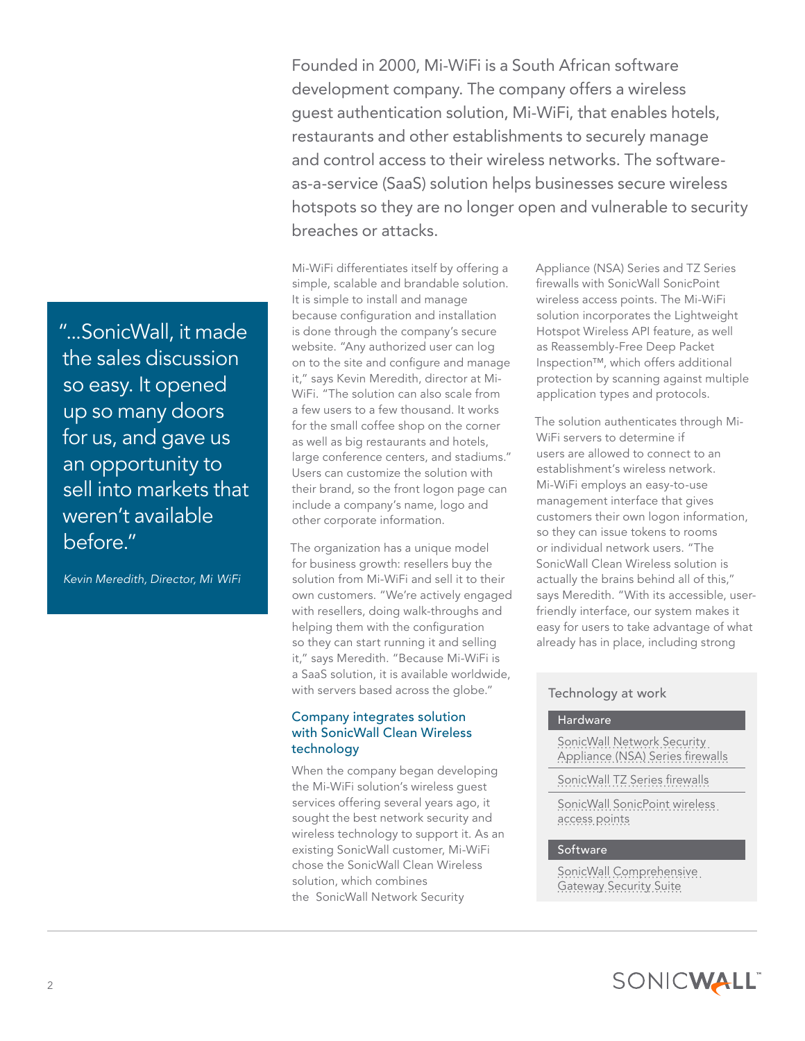Founded in 2000, Mi-WiFi is a South African software development company. The company offers a wireless guest authentication solution, Mi-WiFi, that enables hotels, restaurants and other establishments to securely manage and control access to their wireless networks. The software-as-a-service (SaaS) solution helps businesses secure wireless hotspots so they are no longer open and vulnerable to security breaches or attacks.

> "...SonicWall, it made the sales discussion so easy. It opened up so many doors for us, and gave us an opportunity to sell into markets that weren't available before."
>
> *Kevin Meredith, Director, Mi WiFi*

Mi-WiFi differentiates itself by offering a simple, scalable and brandable solution. It is simple to install and manage because configuration and installation is done through the company's secure website. "Any authorized user can log on to the site and configure and manage it," says Kevin Meredith, director at Mi-WiFi. "The solution can also scale from a few users to a few thousand. It works for the small coffee shop on the corner as well as big restaurants and hotels, large conference centers, and stadiums." Users can customize the solution with their brand, so the front logon page can include a company's name, logo and other corporate information.

The organization has a unique model for business growth: resellers buy the solution from Mi-WiFi and sell it to their own customers. "We're actively engaged with resellers, doing walk-throughs and helping them with the configuration so they can start running it and selling it," says Meredith. "Because Mi-WiFi is a SaaS solution, it is available worldwide, with servers based across the globe."

### Company integrates solution with SonicWall Clean Wireless technology

When the company began developing the Mi-WiFi solution's wireless guest services offering several years ago, it sought the best network security and wireless technology to support it. As an existing SonicWall customer, Mi-WiFi chose the SonicWall Clean Wireless solution, which combines the SonicWall Network Security Appliance (NSA) Series and TZ Series firewalls with SonicWall SonicPoint wireless access points. The Mi-WiFi solution incorporates the Lightweight Hotspot Wireless API feature, as well as Reassembly-Free Deep Packet Inspection™, which offers additional protection by scanning against multiple application types and protocols.

The solution authenticates through Mi-WiFi servers to determine if users are allowed to connect to an establishment's wireless network. Mi-WiFi employs an easy-to-use management interface that gives customers their own logon information, so they can issue tokens to rooms or individual network users. "The SonicWall Clean Wireless solution is actually the brains behind all of this," says Meredith. "With its accessible, user-friendly interface, our system makes it easy for users to take advantage of what already has in place, including strong

#### Technology at work

**Hardware**

- SonicWall Network Security Appliance (NSA) Series firewalls
- SonicWall TZ Series firewalls
- SonicWall SonicPoint wireless access points

**Software**

- SonicWall Comprehensive Gateway Security Suite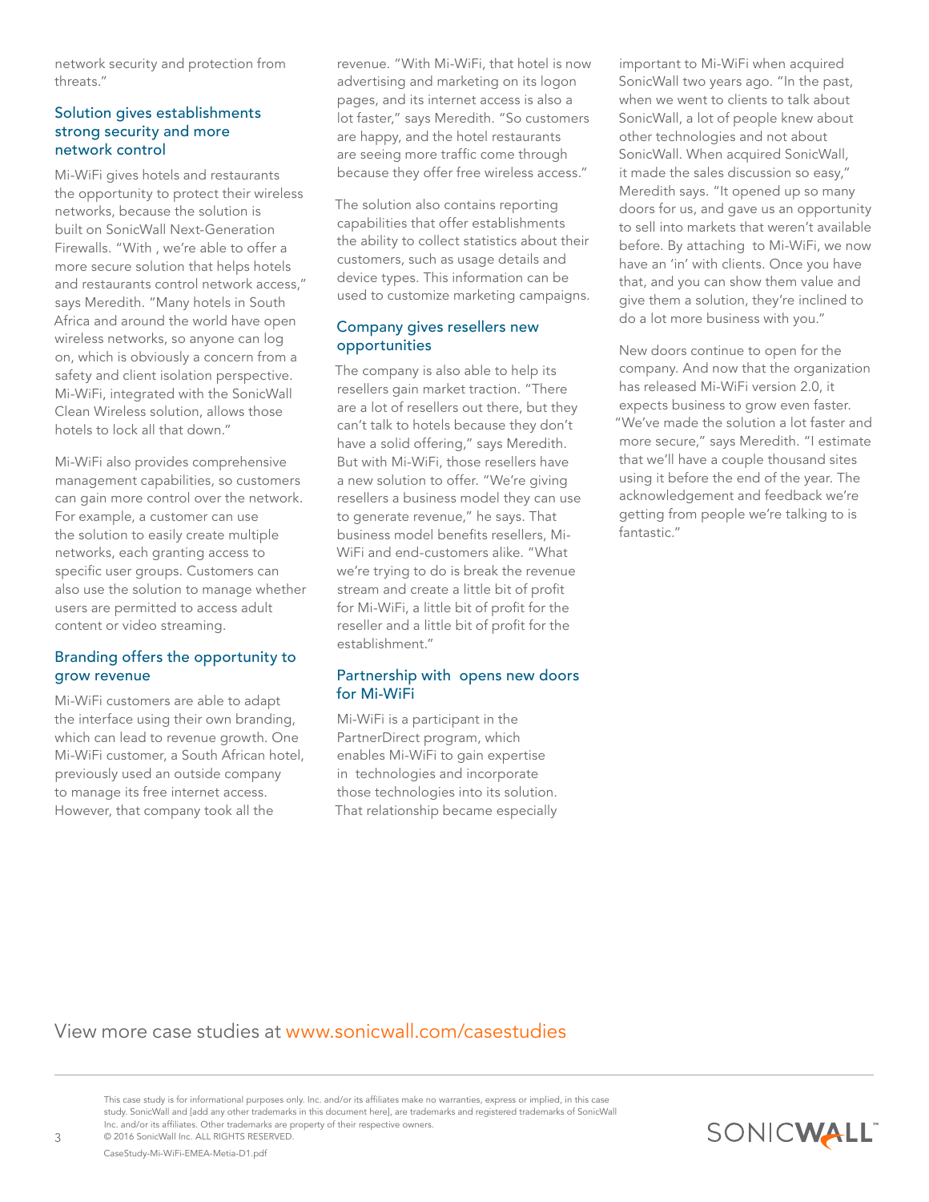network security and protection from threats."

### Solution gives establishments strong security and more network control

Mi-WiFi gives hotels and restaurants the opportunity to protect their wireless networks, because the solution is built on SonicWall Next-Generation Firewalls. "With , we're able to offer a more secure solution that helps hotels and restaurants control network access," says Meredith. "Many hotels in South Africa and around the world have open wireless networks, so anyone can log on, which is obviously a concern from a safety and client isolation perspective. Mi-WiFi, integrated with the SonicWall Clean Wireless solution, allows those hotels to lock all that down."

Mi-WiFi also provides comprehensive management capabilities, so customers can gain more control over the network. For example, a customer can use the solution to easily create multiple networks, each granting access to specific user groups. Customers can also use the solution to manage whether users are permitted to access adult content or video streaming.

### Branding offers the opportunity to grow revenue

Mi-WiFi customers are able to adapt the interface using their own branding, which can lead to revenue growth. One Mi-WiFi customer, a South African hotel, previously used an outside company to manage its free internet access. However, that company took all the revenue. "With Mi-WiFi, that hotel is now advertising and marketing on its logon pages, and its internet access is also a lot faster," says Meredith. "So customers are happy, and the hotel restaurants are seeing more traffic come through because they offer free wireless access."

The solution also contains reporting capabilities that offer establishments the ability to collect statistics about their customers, such as usage details and device types. This information can be used to customize marketing campaigns.

### Company gives resellers new opportunities

The company is also able to help its resellers gain market traction. "There are a lot of resellers out there, but they can't talk to hotels because they don't have a solid offering," says Meredith. But with Mi-WiFi, those resellers have a new solution to offer. "We're giving resellers a business model they can use to generate revenue," he says. That business model benefits resellers, Mi-WiFi and end-customers alike. "What we're trying to do is break the revenue stream and create a little bit of profit for Mi-WiFi, a little bit of profit for the reseller and a little bit of profit for the establishment."

### Partnership with  opens new doors for Mi-WiFi

Mi-WiFi is a participant in the PartnerDirect program, which enables Mi-WiFi to gain expertise in  technologies and incorporate those technologies into its solution. That relationship became especially important to Mi-WiFi when acquired SonicWall two years ago. "In the past, when we went to clients to talk about SonicWall, a lot of people knew about other technologies and not about SonicWall. When acquired SonicWall, it made the sales discussion so easy," Meredith says. "It opened up so many doors for us, and gave us an opportunity to sell into markets that weren't available before. By attaching  to Mi-WiFi, we now have an 'in' with clients. Once you have that, and you can show them value and give them a solution, they're inclined to do a lot more business with you."

New doors continue to open for the company. And now that the organization has released Mi-WiFi version 2.0, it expects business to grow even faster. "We've made the solution a lot faster and more secure," says Meredith. "I estimate that we'll have a couple thousand sites using it before the end of the year. The acknowledgement and feedback we're getting from people we're talking to is fantastic."

View more case studies at www.sonicwall.com/casestudies

This case study is for informational purposes only. Inc. and/or its affiliates make no warranties, express or implied, in this case study. SonicWall and [add any other trademarks in this document here], are trademarks and registered trademarks of SonicWall Inc. and/or its affiliates. Other trademarks are property of their respective owners.
© 2016 SonicWall Inc. ALL RIGHTS RESERVED.

CaseStudy-Mi-WiFi-EMEA-Metia-D1.pdf